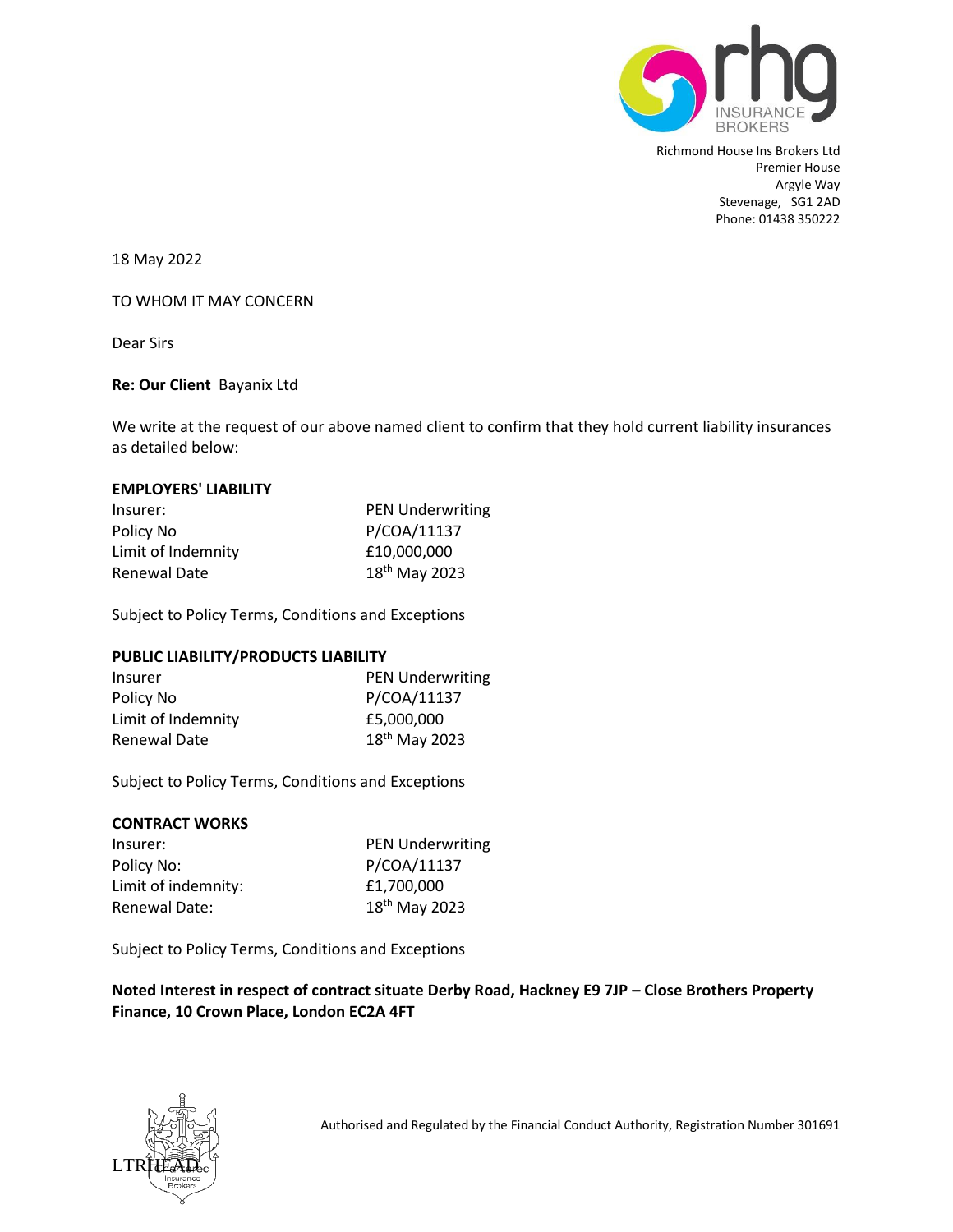rhg INSURANCE BROKERS

Richmond House Ins Brokers Ltd
Premier House
Argyle Way
Stevenage, SG1 2AD
Phone: 01438 350222

18 May 2022

TO WHOM IT MAY CONCERN

Dear Sirs

**Re: Our Client** Bayanix Ltd

We write at the request of our above named client to confirm that they hold current liability insurances as detailed below:

**EMPLOYERS' LIABILITY**

| | |
|---|---|
| Insurer: | PEN Underwriting |
| Policy No | P/COA/11137 |
| Limit of Indemnity | £10,000,000 |
| Renewal Date | 18th May 2023 |

Subject to Policy Terms, Conditions and Exceptions

**PUBLIC LIABILITY/PRODUCTS LIABILITY**

| | |
|---|---|
| Insurer | PEN Underwriting |
| Policy No | P/COA/11137 |
| Limit of Indemnity | £5,000,000 |
| Renewal Date | 18th May 2023 |

Subject to Policy Terms, Conditions and Exceptions

**CONTRACT WORKS**

| | |
|---|---|
| Insurer: | PEN Underwriting |
| Policy No: | P/COA/11137 |
| Limit of indemnity: | £1,700,000 |
| Renewal Date: | 18th May 2023 |

Subject to Policy Terms, Conditions and Exceptions

**Noted Interest in respect of contract situate Derby Road, Hackney E9 7JP – Close Brothers Property Finance, 10 Crown Place, London EC2A 4FT**

Chartered Insurance Brokers

Authorised and Regulated by the Financial Conduct Authority, Registration Number 301691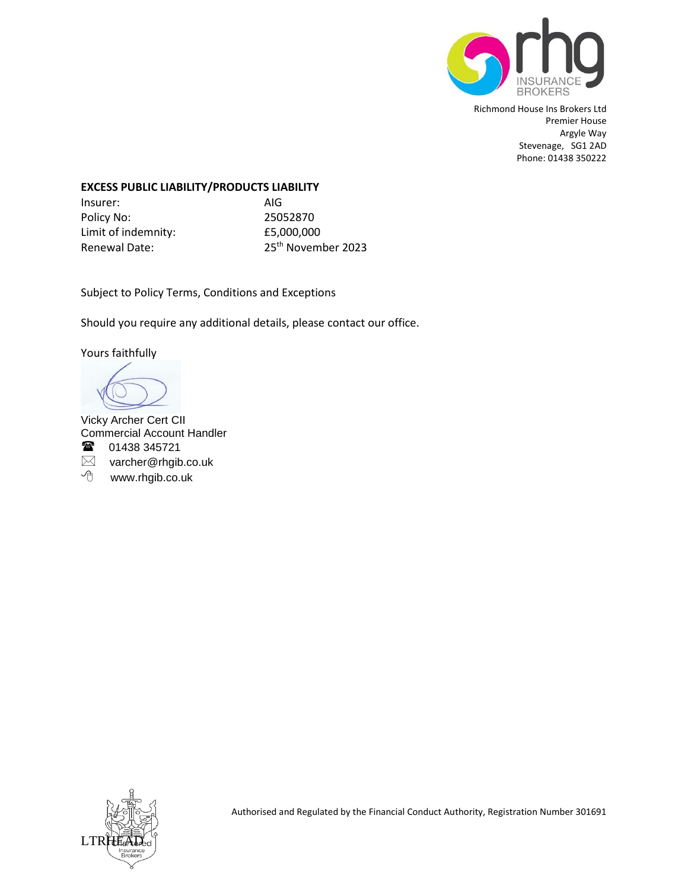Richmond House Ins Brokers Ltd
Premier House
Argyle Way
Stevenage, SG1 2AD
Phone: 01438 350222

**EXCESS PUBLIC LIABILITY/PRODUCTS LIABILITY**

| | |
|---|---|
| Insurer: | AIG |
| Policy No: | 25052870 |
| Limit of indemnity: | £5,000,000 |
| Renewal Date: | 25th November 2023 |

Subject to Policy Terms, Conditions and Exceptions

Should you require any additional details, please contact our office.

Yours faithfully

Vicky Archer Cert CII
Commercial Account Handler
☎ 01438 345721
✉ varcher@rhgib.co.uk
www.rhgib.co.uk

Authorised and Regulated by the Financial Conduct Authority, Registration Number 301691